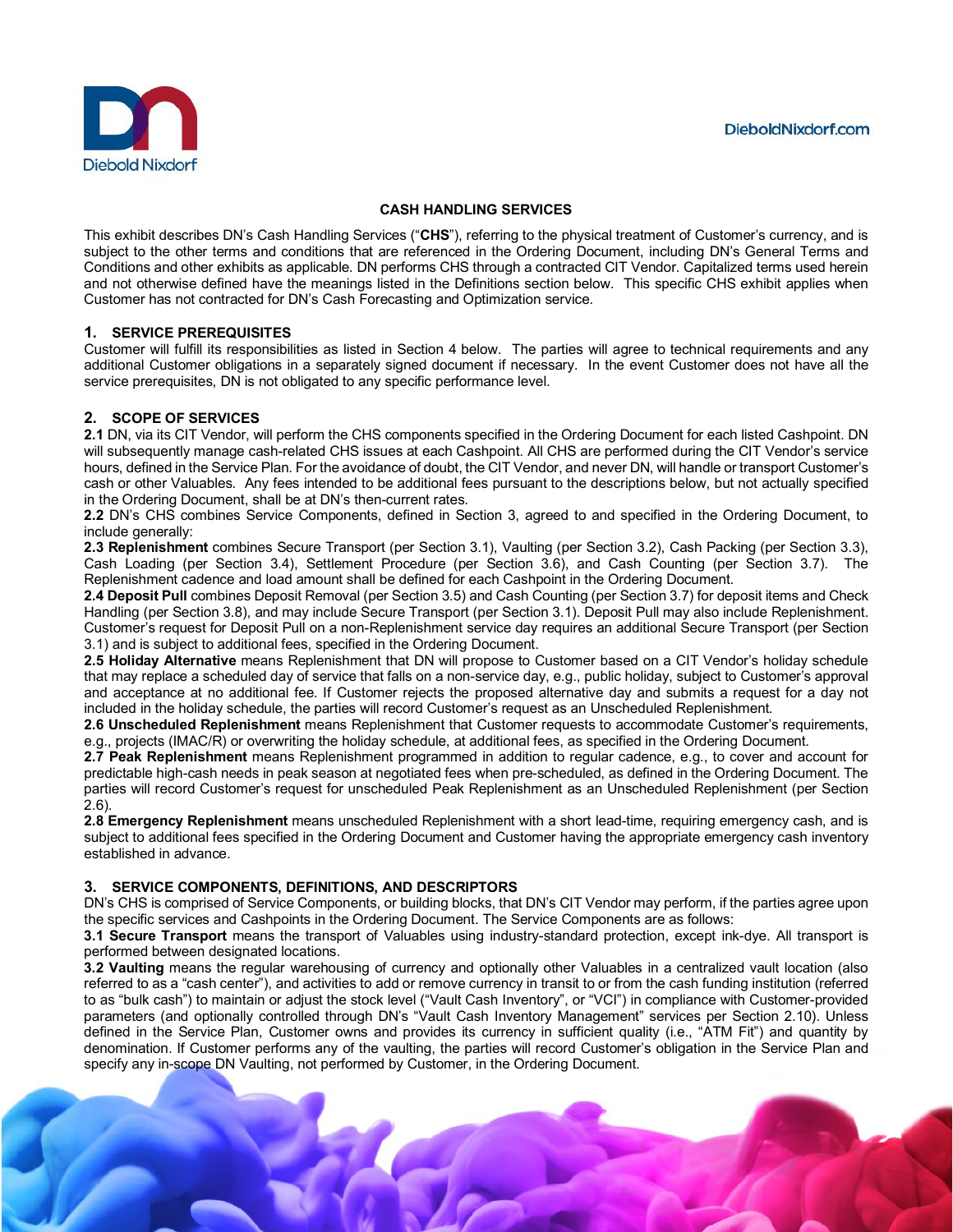# CASH HANDLING SERVICES

This exhibit describes DN's Cash Handling Services ("**CHS**"), referring to the physical treatment of Customer's currency, and is subject to the other terms and conditions that are referenced in the Ordering Document, including DN's General Terms and Conditions and other exhibits as applicable. DN performs CHS through a contracted CIT Vendor. Capitalized terms used herein and not otherwise defined have the meanings listed in the Definitions section below. This specific CHS exhibit applies when Customer has not contracted for DN's Cash Forecasting and Optimization service.

## 1. SERVICE PREREQUISITES

Customer will fulfill its responsibilities as listed in Section 4 below. The parties will agree to technical requirements and any additional Customer obligations in a separately signed document if necessary. In the event Customer does not have all the service prerequisites, DN is not obligated to any specific performance level.

## 2. SCOPE OF SERVICES

**2.1** DN, via its CIT Vendor, will perform the CHS components specified in the Ordering Document for each listed Cashpoint. DN will subsequently manage cash-related CHS issues at each Cashpoint. All CHS are performed during the CIT Vendor's service hours, defined in the Service Plan. For the avoidance of doubt, the CIT Vendor, and never DN, will handle or transport Customer's cash or other Valuables. Any fees intended to be additional fees pursuant to the descriptions below, but not actually specified in the Ordering Document, shall be at DN's then-current rates.

**2.2** DN's CHS combines Service Components, defined in Section 3, agreed to and specified in the Ordering Document, to include generally:

**2.3 Replenishment** combines Secure Transport (per Section 3.1), Vaulting (per Section 3.2), Cash Packing (per Section 3.3), Cash Loading (per Section 3.4), Settlement Procedure (per Section 3.6), and Cash Counting (per Section 3.7). The Replenishment cadence and load amount shall be defined for each Cashpoint in the Ordering Document.

**2.4 Deposit Pull** combines Deposit Removal (per Section 3.5) and Cash Counting (per Section 3.7) for deposit items and Check Handling (per Section 3.8), and may include Secure Transport (per Section 3.1). Deposit Pull may also include Replenishment. Customer's request for Deposit Pull on a non-Replenishment service day requires an additional Secure Transport (per Section 3.1) and is subject to additional fees, specified in the Ordering Document.

**2.5 Holiday Alternative** means Replenishment that DN will propose to Customer based on a CIT Vendor's holiday schedule that may replace a scheduled day of service that falls on a non-service day, e.g., public holiday, subject to Customer's approval and acceptance at no additional fee. If Customer rejects the proposed alternative day and submits a request for a day not included in the holiday schedule, the parties will record Customer's request as an Unscheduled Replenishment.

**2.6 Unscheduled Replenishment** means Replenishment that Customer requests to accommodate Customer's requirements, e.g., projects (IMAC/R) or overwriting the holiday schedule, at additional fees, as specified in the Ordering Document.

**2.7 Peak Replenishment** means Replenishment programmed in addition to regular cadence, e.g., to cover and account for predictable high-cash needs in peak season at negotiated fees when pre-scheduled, as defined in the Ordering Document. The parties will record Customer's request for unscheduled Peak Replenishment as an Unscheduled Replenishment (per Section 2.6).

**2.8 Emergency Replenishment** means unscheduled Replenishment with a short lead-time, requiring emergency cash, and is subject to additional fees specified in the Ordering Document and Customer having the appropriate emergency cash inventory established in advance.

## 3. SERVICE COMPONENTS, DEFINITIONS, AND DESCRIPTORS

DN's CHS is comprised of Service Components, or building blocks, that DN's CIT Vendor may perform, if the parties agree upon the specific services and Cashpoints in the Ordering Document. The Service Components are as follows:

**3.1 Secure Transport** means the transport of Valuables using industry-standard protection, except ink-dye. All transport is performed between designated locations.

**3.2 Vaulting** means the regular warehousing of currency and optionally other Valuables in a centralized vault location (also referred to as a "cash center"), and activities to add or remove currency in transit to or from the cash funding institution (referred to as "bulk cash") to maintain or adjust the stock level ("Vault Cash Inventory", or "VCI") in compliance with Customer-provided parameters (and optionally controlled through DN's "Vault Cash Inventory Management" services per Section 2.10). Unless defined in the Service Plan, Customer owns and provides its currency in sufficient quality (i.e., "ATM Fit") and quantity by denomination. If Customer performs any of the vaulting, the parties will record Customer's obligation in the Service Plan and specify any in-scope DN Vaulting, not performed by Customer, in the Ordering Document.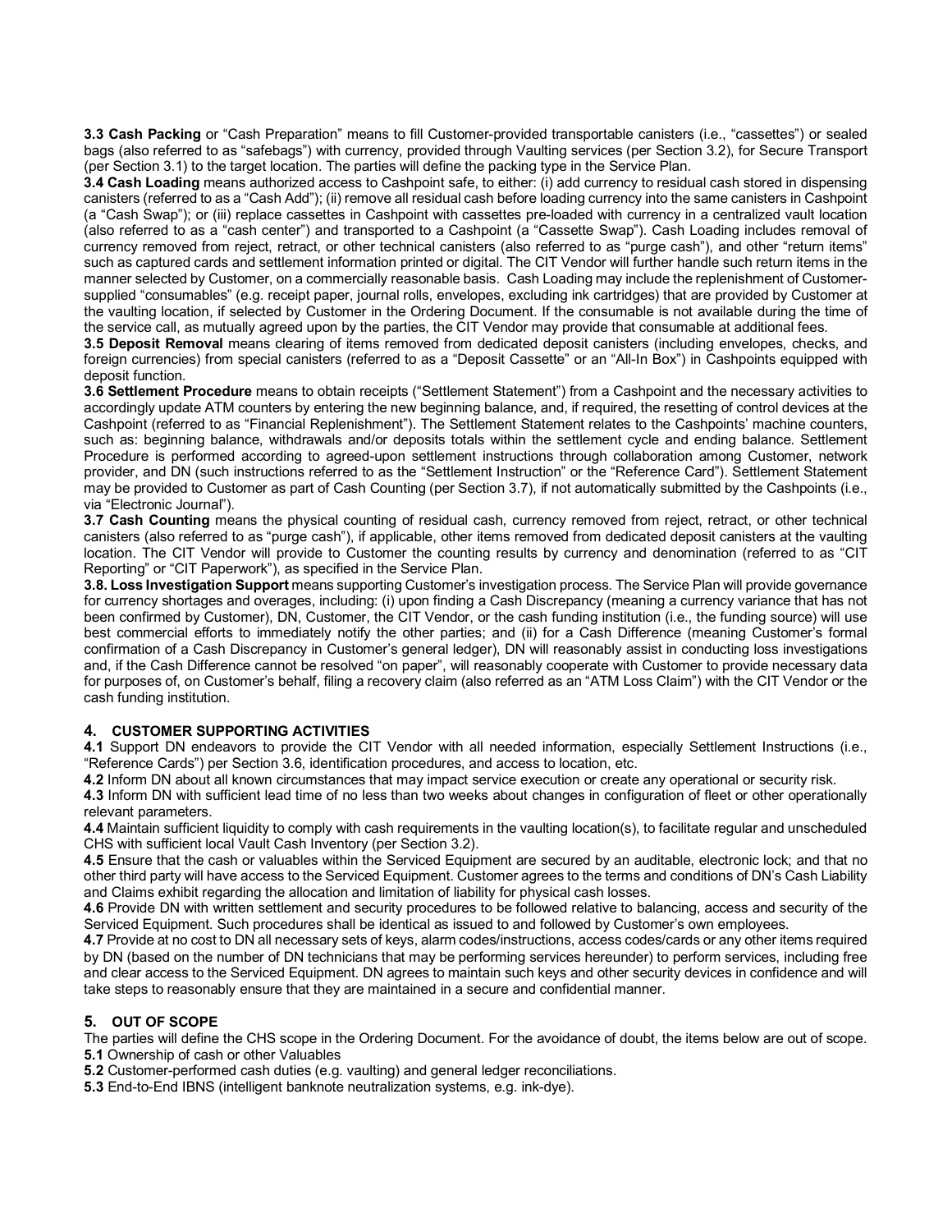**3.3 Cash Packing** or "Cash Preparation" means to fill Customer-provided transportable canisters (i.e., "cassettes") or sealed bags (also referred to as "safebags") with currency, provided through Vaulting services (per Section 3.2), for Secure Transport (per Section 3.1) to the target location. The parties will define the packing type in the Service Plan.

**3.4 Cash Loading** means authorized access to Cashpoint safe, to either: (i) add currency to residual cash stored in dispensing canisters (referred to as a "Cash Add"); (ii) remove all residual cash before loading currency into the same canisters in Cashpoint (a "Cash Swap"); or (iii) replace cassettes in Cashpoint with cassettes pre-loaded with currency in a centralized vault location (also referred to as a "cash center") and transported to a Cashpoint (a "Cassette Swap"). Cash Loading includes removal of currency removed from reject, retract, or other technical canisters (also referred to as "purge cash"), and other "return items" such as captured cards and settlement information printed or digital. The CIT Vendor will further handle such return items in the manner selected by Customer, on a commercially reasonable basis. Cash Loading may include the replenishment of Customer-supplied "consumables" (e.g. receipt paper, journal rolls, envelopes, excluding ink cartridges) that are provided by Customer at the vaulting location, if selected by Customer in the Ordering Document. If the consumable is not available during the time of the service call, as mutually agreed upon by the parties, the CIT Vendor may provide that consumable at additional fees.

**3.5 Deposit Removal** means clearing of items removed from dedicated deposit canisters (including envelopes, checks, and foreign currencies) from special canisters (referred to as a "Deposit Cassette" or an "All-In Box") in Cashpoints equipped with deposit function.

**3.6 Settlement Procedure** means to obtain receipts ("Settlement Statement") from a Cashpoint and the necessary activities to accordingly update ATM counters by entering the new beginning balance, and, if required, the resetting of control devices at the Cashpoint (referred to as "Financial Replenishment"). The Settlement Statement relates to the Cashpoints' machine counters, such as: beginning balance, withdrawals and/or deposits totals within the settlement cycle and ending balance. Settlement Procedure is performed according to agreed-upon settlement instructions through collaboration among Customer, network provider, and DN (such instructions referred to as the "Settlement Instruction" or the "Reference Card"). Settlement Statement may be provided to Customer as part of Cash Counting (per Section 3.7), if not automatically submitted by the Cashpoints (i.e., via "Electronic Journal").

**3.7 Cash Counting** means the physical counting of residual cash, currency removed from reject, retract, or other technical canisters (also referred to as "purge cash"), if applicable, other items removed from dedicated deposit canisters at the vaulting location. The CIT Vendor will provide to Customer the counting results by currency and denomination (referred to as "CIT Reporting" or "CIT Paperwork"), as specified in the Service Plan.

**3.8. Loss Investigation Support** means supporting Customer's investigation process. The Service Plan will provide governance for currency shortages and overages, including: (i) upon finding a Cash Discrepancy (meaning a currency variance that has not been confirmed by Customer), DN, Customer, the CIT Vendor, or the cash funding institution (i.e., the funding source) will use best commercial efforts to immediately notify the other parties; and (ii) for a Cash Difference (meaning Customer's formal confirmation of a Cash Discrepancy in Customer's general ledger), DN will reasonably assist in conducting loss investigations and, if the Cash Difference cannot be resolved "on paper", will reasonably cooperate with Customer to provide necessary data for purposes of, on Customer's behalf, filing a recovery claim (also referred as an "ATM Loss Claim") with the CIT Vendor or the cash funding institution.

## 4. CUSTOMER SUPPORTING ACTIVITIES

**4.1** Support DN endeavors to provide the CIT Vendor with all needed information, especially Settlement Instructions (i.e., "Reference Cards") per Section 3.6, identification procedures, and access to location, etc.

**4.2** Inform DN about all known circumstances that may impact service execution or create any operational or security risk.

**4.3** Inform DN with sufficient lead time of no less than two weeks about changes in configuration of fleet or other operationally relevant parameters.

**4.4** Maintain sufficient liquidity to comply with cash requirements in the vaulting location(s), to facilitate regular and unscheduled CHS with sufficient local Vault Cash Inventory (per Section 3.2).

**4.5** Ensure that the cash or valuables within the Serviced Equipment are secured by an auditable, electronic lock; and that no other third party will have access to the Serviced Equipment. Customer agrees to the terms and conditions of DN's Cash Liability and Claims exhibit regarding the allocation and limitation of liability for physical cash losses.

**4.6** Provide DN with written settlement and security procedures to be followed relative to balancing, access and security of the Serviced Equipment. Such procedures shall be identical as issued to and followed by Customer's own employees.

**4.7** Provide at no cost to DN all necessary sets of keys, alarm codes/instructions, access codes/cards or any other items required by DN (based on the number of DN technicians that may be performing services hereunder) to perform services, including free and clear access to the Serviced Equipment. DN agrees to maintain such keys and other security devices in confidence and will take steps to reasonably ensure that they are maintained in a secure and confidential manner.

## 5. OUT OF SCOPE

The parties will define the CHS scope in the Ordering Document. For the avoidance of doubt, the items below are out of scope.

**5.1** Ownership of cash or other Valuables

**5.2** Customer-performed cash duties (e.g. vaulting) and general ledger reconciliations.

**5.3** End-to-End IBNS (intelligent banknote neutralization systems, e.g. ink-dye).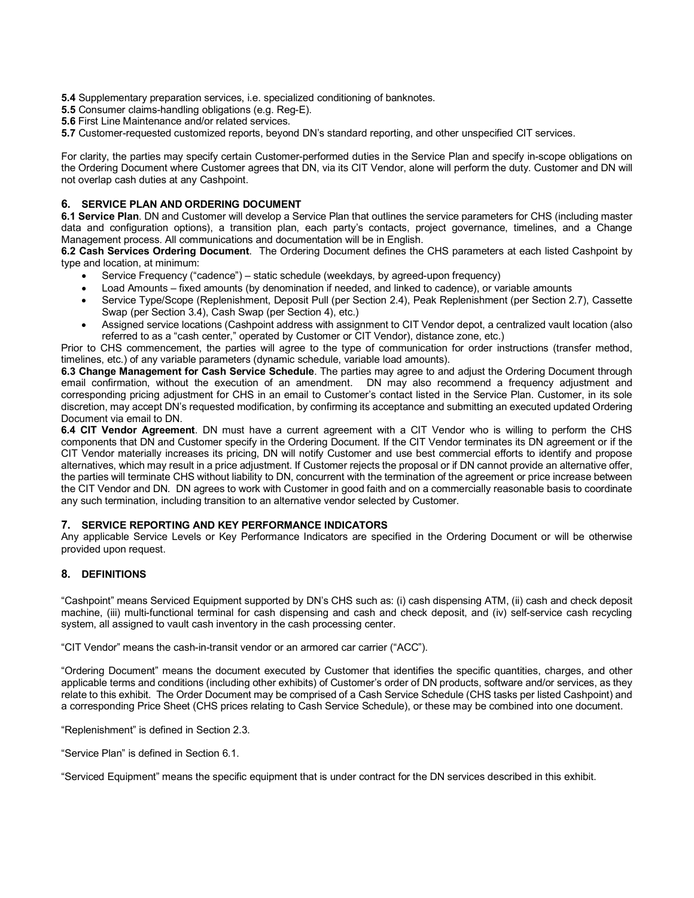**5.4** Supplementary preparation services, i.e. specialized conditioning of banknotes.
**5.5** Consumer claims-handling obligations (e.g. Reg-E).
**5.6** First Line Maintenance and/or related services.
**5.7** Customer-requested customized reports, beyond DN's standard reporting, and other unspecified CIT services.

For clarity, the parties may specify certain Customer-performed duties in the Service Plan and specify in-scope obligations on the Ordering Document where Customer agrees that DN, via its CIT Vendor, alone will perform the duty. Customer and DN will not overlap cash duties at any Cashpoint.

## 6. SERVICE PLAN AND ORDERING DOCUMENT

**6.1 Service Plan**. DN and Customer will develop a Service Plan that outlines the service parameters for CHS (including master data and configuration options), a transition plan, each party's contacts, project governance, timelines, and a Change Management process. All communications and documentation will be in English.

**6.2 Cash Services Ordering Document**. The Ordering Document defines the CHS parameters at each listed Cashpoint by type and location, at minimum:

- Service Frequency ("cadence") – static schedule (weekdays, by agreed-upon frequency)
- Load Amounts – fixed amounts (by denomination if needed, and linked to cadence), or variable amounts
- Service Type/Scope (Replenishment, Deposit Pull (per Section 2.4), Peak Replenishment (per Section 2.7), Cassette Swap (per Section 3.4), Cash Swap (per Section 4), etc.)
- Assigned service locations (Cashpoint address with assignment to CIT Vendor depot, a centralized vault location (also referred to as a "cash center," operated by Customer or CIT Vendor), distance zone, etc.)

Prior to CHS commencement, the parties will agree to the type of communication for order instructions (transfer method, timelines, etc.) of any variable parameters (dynamic schedule, variable load amounts).

**6.3 Change Management for Cash Service Schedule**. The parties may agree to and adjust the Ordering Document through email confirmation, without the execution of an amendment. DN may also recommend a frequency adjustment and corresponding pricing adjustment for CHS in an email to Customer's contact listed in the Service Plan. Customer, in its sole discretion, may accept DN's requested modification, by confirming its acceptance and submitting an executed updated Ordering Document via email to DN.

**6.4 CIT Vendor Agreement**. DN must have a current agreement with a CIT Vendor who is willing to perform the CHS components that DN and Customer specify in the Ordering Document. If the CIT Vendor terminates its DN agreement or if the CIT Vendor materially increases its pricing, DN will notify Customer and use best commercial efforts to identify and propose alternatives, which may result in a price adjustment. If Customer rejects the proposal or if DN cannot provide an alternative offer, the parties will terminate CHS without liability to DN, concurrent with the termination of the agreement or price increase between the CIT Vendor and DN. DN agrees to work with Customer in good faith and on a commercially reasonable basis to coordinate any such termination, including transition to an alternative vendor selected by Customer.

## 7. SERVICE REPORTING AND KEY PERFORMANCE INDICATORS

Any applicable Service Levels or Key Performance Indicators are specified in the Ordering Document or will be otherwise provided upon request.

## 8. DEFINITIONS

"Cashpoint" means Serviced Equipment supported by DN's CHS such as: (i) cash dispensing ATM, (ii) cash and check deposit machine, (iii) multi-functional terminal for cash dispensing and cash and check deposit, and (iv) self-service cash recycling system, all assigned to vault cash inventory in the cash processing center.

"CIT Vendor" means the cash-in-transit vendor or an armored car carrier ("ACC").

"Ordering Document" means the document executed by Customer that identifies the specific quantities, charges, and other applicable terms and conditions (including other exhibits) of Customer's order of DN products, software and/or services, as they relate to this exhibit. The Order Document may be comprised of a Cash Service Schedule (CHS tasks per listed Cashpoint) and a corresponding Price Sheet (CHS prices relating to Cash Service Schedule), or these may be combined into one document.

"Replenishment" is defined in Section 2.3.

"Service Plan" is defined in Section 6.1.

"Serviced Equipment" means the specific equipment that is under contract for the DN services described in this exhibit.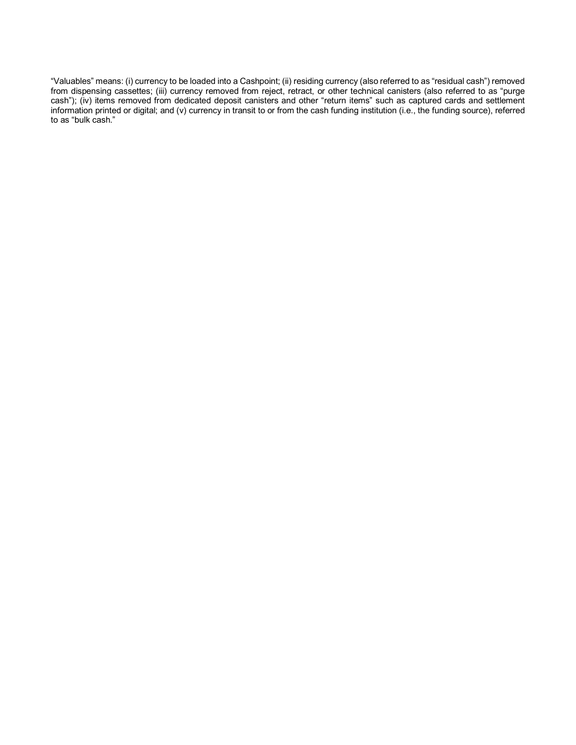“Valuables” means: (i) currency to be loaded into a Cashpoint; (ii) residing currency (also referred to as “residual cash”) removed from dispensing cassettes; (iii) currency removed from reject, retract, or other technical canisters (also referred to as “purge cash”); (iv) items removed from dedicated deposit canisters and other “return items” such as captured cards and settlement information printed or digital; and (v) currency in transit to or from the cash funding institution (i.e., the funding source), referred to as “bulk cash.”